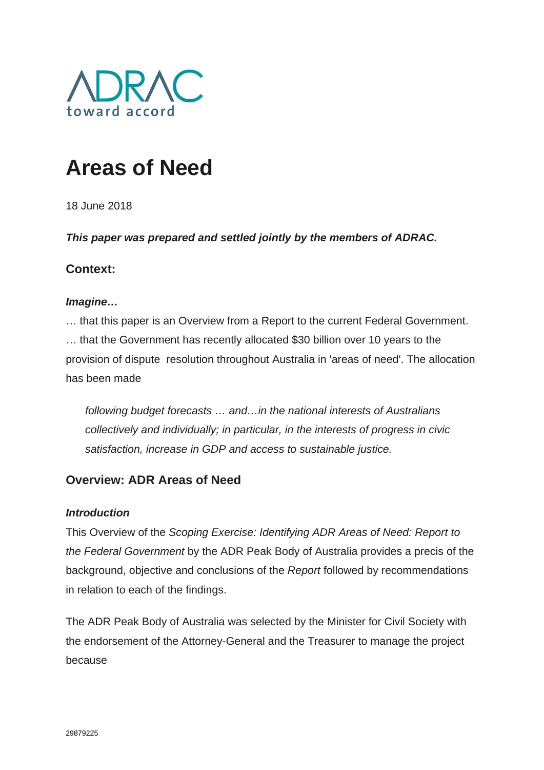ADRAC
toward accord

# Areas of Need

18 June 2018

***This paper was prepared and settled jointly by the members of ADRAC.***

## Context:

***Imagine…***

… that this paper is an Overview from a Report to the current Federal Government.
… that the Government has recently allocated $30 billion over 10 years to the provision of dispute resolution throughout Australia in 'areas of need'. The allocation has been made

> *following budget forecasts … and…in the national interests of Australians collectively and individually; in particular, in the interests of progress in civic satisfaction, increase in GDP and access to sustainable justice.*

## Overview: ADR Areas of Need

***Introduction***

This Overview of the *Scoping Exercise: Identifying ADR Areas of Need: Report to the Federal Government* by the ADR Peak Body of Australia provides a precis of the background, objective and conclusions of the *Report* followed by recommendations in relation to each of the findings.

The ADR Peak Body of Australia was selected by the Minister for Civil Society with the endorsement of the Attorney-General and the Treasurer to manage the project because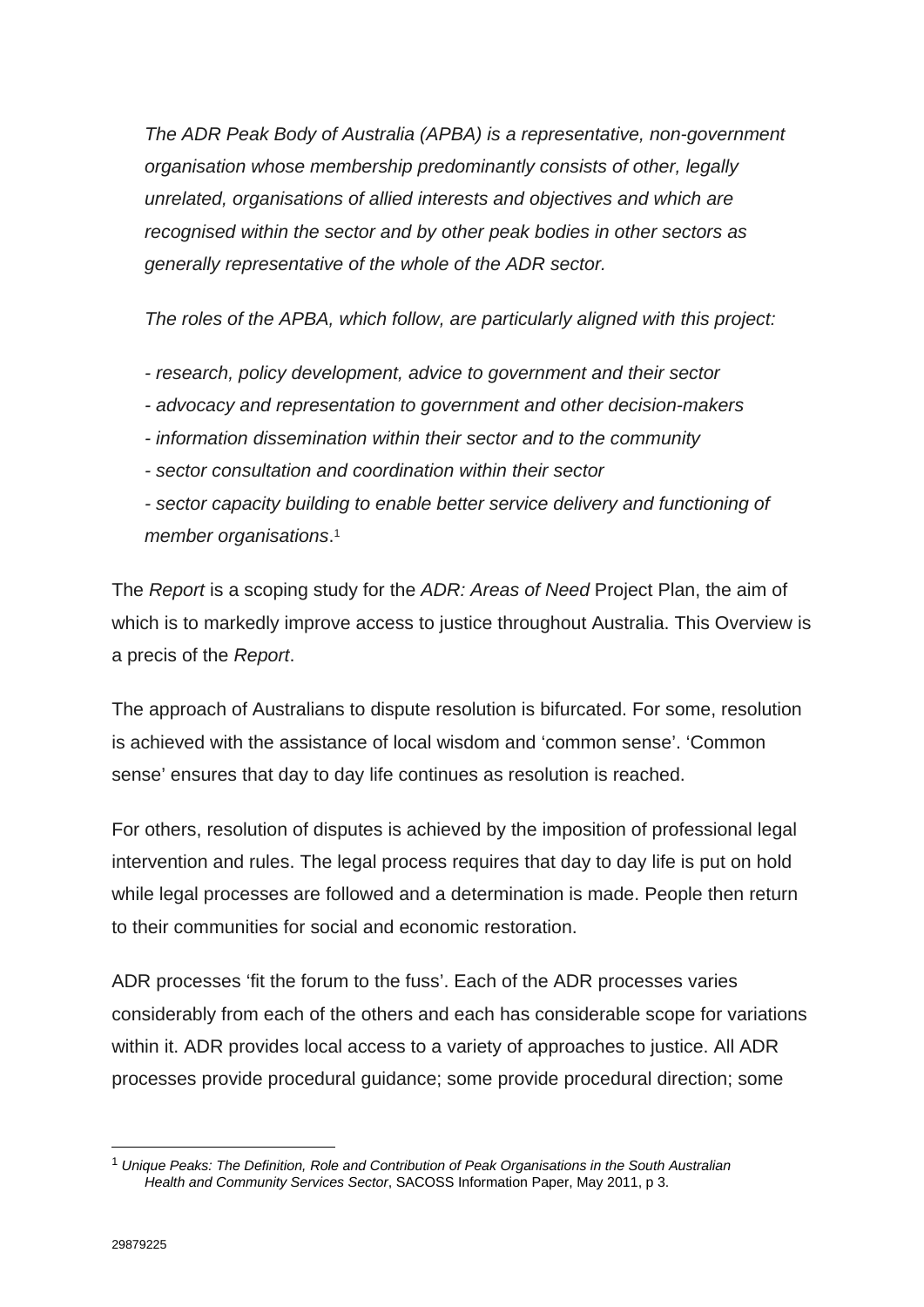*The ADR Peak Body of Australia (APBA) is a representative, non-government organisation whose membership predominantly consists of other, legally unrelated, organisations of allied interests and objectives and which are recognised within the sector and by other peak bodies in other sectors as generally representative of the whole of the ADR sector.*

*The roles of the APBA, which follow, are particularly aligned with this project:*

*- research, policy development, advice to government and their sector*

*- advocacy and representation to government and other decision-makers*

*- information dissemination within their sector and to the community*

*- sector consultation and coordination within their sector*

*- sector capacity building to enable better service delivery and functioning of member organisations*.[1]

The *Report* is a scoping study for the *ADR: Areas of Need* Project Plan, the aim of which is to markedly improve access to justice throughout Australia. This Overview is a precis of the *Report*.

The approach of Australians to dispute resolution is bifurcated. For some, resolution is achieved with the assistance of local wisdom and 'common sense'. 'Common sense' ensures that day to day life continues as resolution is reached.

For others, resolution of disputes is achieved by the imposition of professional legal intervention and rules. The legal process requires that day to day life is put on hold while legal processes are followed and a determination is made. People then return to their communities for social and economic restoration.

ADR processes 'fit the forum to the fuss'. Each of the ADR processes varies considerably from each of the others and each has considerable scope for variations within it. ADR provides local access to a variety of approaches to justice. All ADR processes provide procedural guidance; some provide procedural direction; some

[1] *Unique Peaks: The Definition, Role and Contribution of Peak Organisations in the South Australian Health and Community Services Sector*, SACOSS Information Paper, May 2011, p 3.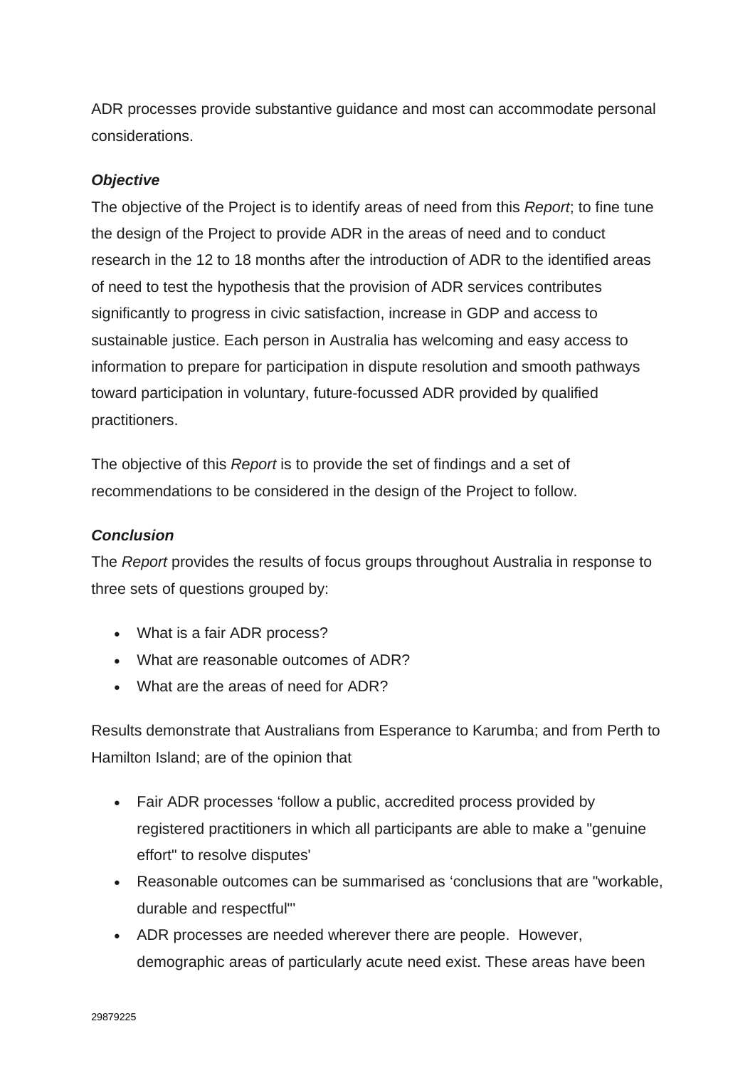ADR processes provide substantive guidance and most can accommodate personal considerations.

***Objective***

The objective of the Project is to identify areas of need from this *Report*; to fine tune the design of the Project to provide ADR in the areas of need and to conduct research in the 12 to 18 months after the introduction of ADR to the identified areas of need to test the hypothesis that the provision of ADR services contributes significantly to progress in civic satisfaction, increase in GDP and access to sustainable justice. Each person in Australia has welcoming and easy access to information to prepare for participation in dispute resolution and smooth pathways toward participation in voluntary, future-focussed ADR provided by qualified practitioners.

The objective of this *Report* is to provide the set of findings and a set of recommendations to be considered in the design of the Project to follow.

***Conclusion***

The *Report* provides the results of focus groups throughout Australia in response to three sets of questions grouped by:

- What is a fair ADR process?
- What are reasonable outcomes of ADR?
- What are the areas of need for ADR?

Results demonstrate that Australians from Esperance to Karumba; and from Perth to Hamilton Island; are of the opinion that

- Fair ADR processes ‘follow a public, accredited process provided by registered practitioners in which all participants are able to make a "genuine effort" to resolve disputes'
- Reasonable outcomes can be summarised as ‘conclusions that are "workable, durable and respectful"'
- ADR processes are needed wherever there are people. However, demographic areas of particularly acute need exist. These areas have been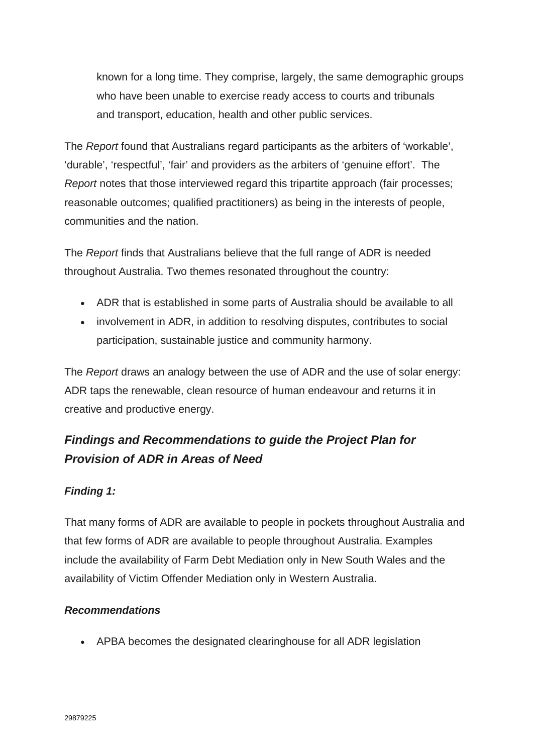known for a long time. They comprise, largely, the same demographic groups who have been unable to exercise ready access to courts and tribunals and transport, education, health and other public services.

The *Report* found that Australians regard participants as the arbiters of 'workable', 'durable', 'respectful', 'fair' and providers as the arbiters of 'genuine effort'. The *Report* notes that those interviewed regard this tripartite approach (fair processes; reasonable outcomes; qualified practitioners) as being in the interests of people, communities and the nation.

The *Report* finds that Australians believe that the full range of ADR is needed throughout Australia. Two themes resonated throughout the country:

- ADR that is established in some parts of Australia should be available to all
- involvement in ADR, in addition to resolving disputes, contributes to social participation, sustainable justice and community harmony.

The *Report* draws an analogy between the use of ADR and the use of solar energy: ADR taps the renewable, clean resource of human endeavour and returns it in creative and productive energy.

## *Findings and Recommendations to guide the Project Plan for Provision of ADR in Areas of Need*

### *Finding 1:*

That many forms of ADR are available to people in pockets throughout Australia and that few forms of ADR are available to people throughout Australia. Examples include the availability of Farm Debt Mediation only in New South Wales and the availability of Victim Offender Mediation only in Western Australia.

### *Recommendations*

- APBA becomes the designated clearinghouse for all ADR legislation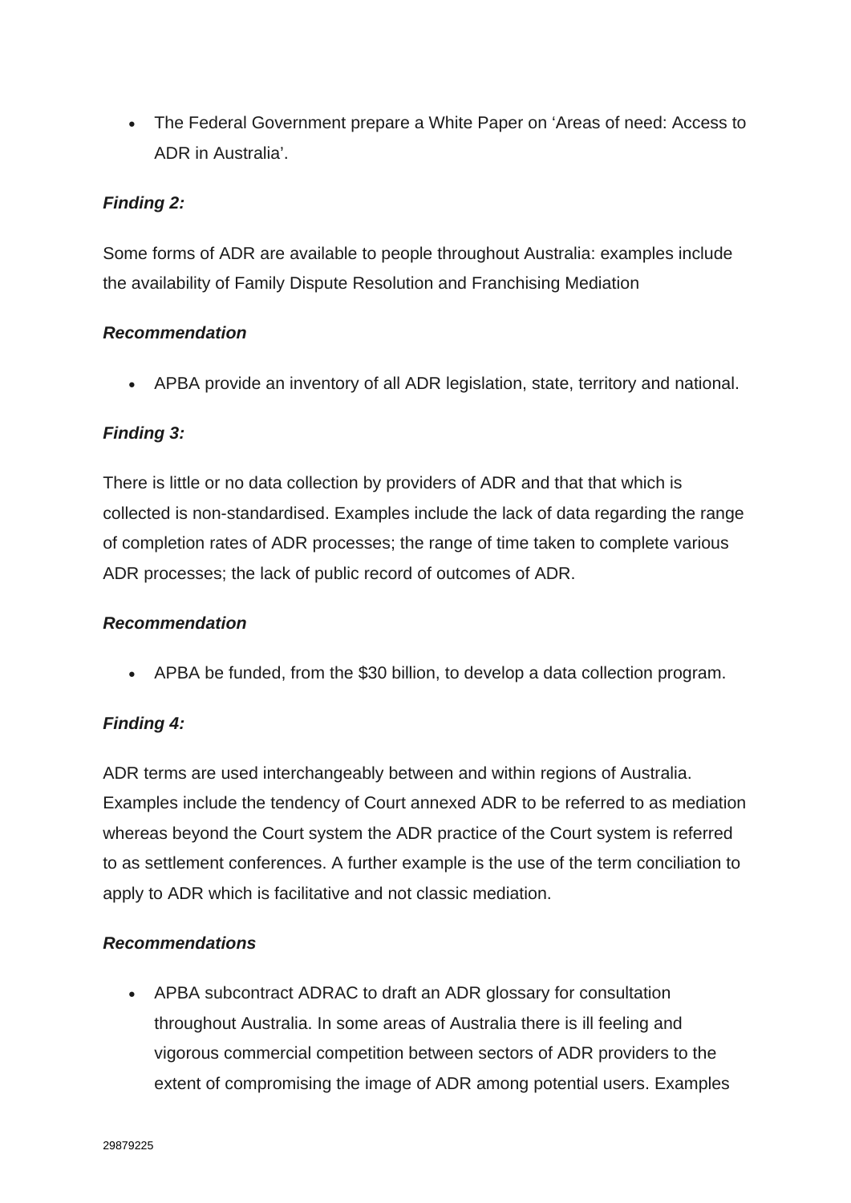- The Federal Government prepare a White Paper on 'Areas of need: Access to ADR in Australia'.

***Finding 2:***

Some forms of ADR are available to people throughout Australia: examples include the availability of Family Dispute Resolution and Franchising Mediation

***Recommendation***

- APBA provide an inventory of all ADR legislation, state, territory and national.

***Finding 3:***

There is little or no data collection by providers of ADR and that that which is collected is non-standardised. Examples include the lack of data regarding the range of completion rates of ADR processes; the range of time taken to complete various ADR processes; the lack of public record of outcomes of ADR.

***Recommendation***

- APBA be funded, from the $30 billion, to develop a data collection program.

***Finding 4:***

ADR terms are used interchangeably between and within regions of Australia. Examples include the tendency of Court annexed ADR to be referred to as mediation whereas beyond the Court system the ADR practice of the Court system is referred to as settlement conferences. A further example is the use of the term conciliation to apply to ADR which is facilitative and not classic mediation.

***Recommendations***

- APBA subcontract ADRAC to draft an ADR glossary for consultation throughout Australia. In some areas of Australia there is ill feeling and vigorous commercial competition between sectors of ADR providers to the extent of compromising the image of ADR among potential users. Examples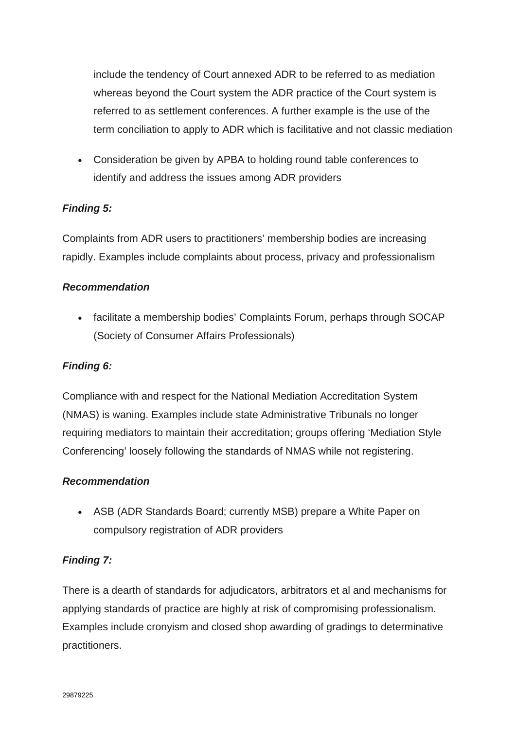include the tendency of Court annexed ADR to be referred to as mediation whereas beyond the Court system the ADR practice of the Court system is referred to as settlement conferences. A further example is the use of the term conciliation to apply to ADR which is facilitative and not classic mediation

- Consideration be given by APBA to holding round table conferences to identify and address the issues among ADR providers

***Finding 5:***

Complaints from ADR users to practitioners' membership bodies are increasing rapidly. Examples include complaints about process, privacy and professionalism

***Recommendation***

- facilitate a membership bodies' Complaints Forum, perhaps through SOCAP (Society of Consumer Affairs Professionals)

***Finding 6:***

Compliance with and respect for the National Mediation Accreditation System (NMAS) is waning. Examples include state Administrative Tribunals no longer requiring mediators to maintain their accreditation; groups offering 'Mediation Style Conferencing' loosely following the standards of NMAS while not registering.

***Recommendation***

- ASB (ADR Standards Board; currently MSB) prepare a White Paper on compulsory registration of ADR providers

***Finding 7:***

There is a dearth of standards for adjudicators, arbitrators et al and mechanisms for applying standards of practice are highly at risk of compromising professionalism. Examples include cronyism and closed shop awarding of gradings to determinative practitioners.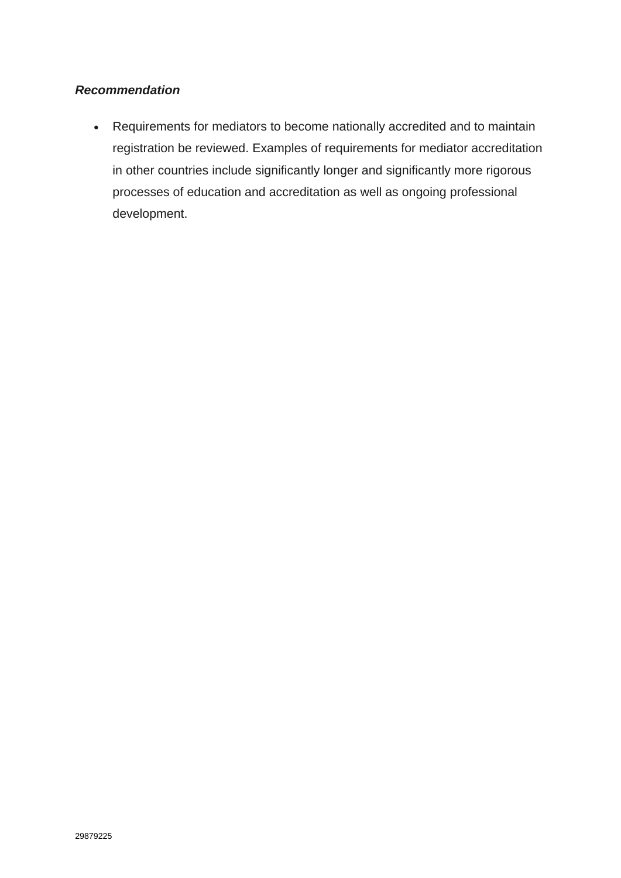***Recommendation***

- Requirements for mediators to become nationally accredited and to maintain registration be reviewed. Examples of requirements for mediator accreditation in other countries include significantly longer and significantly more rigorous processes of education and accreditation as well as ongoing professional development.